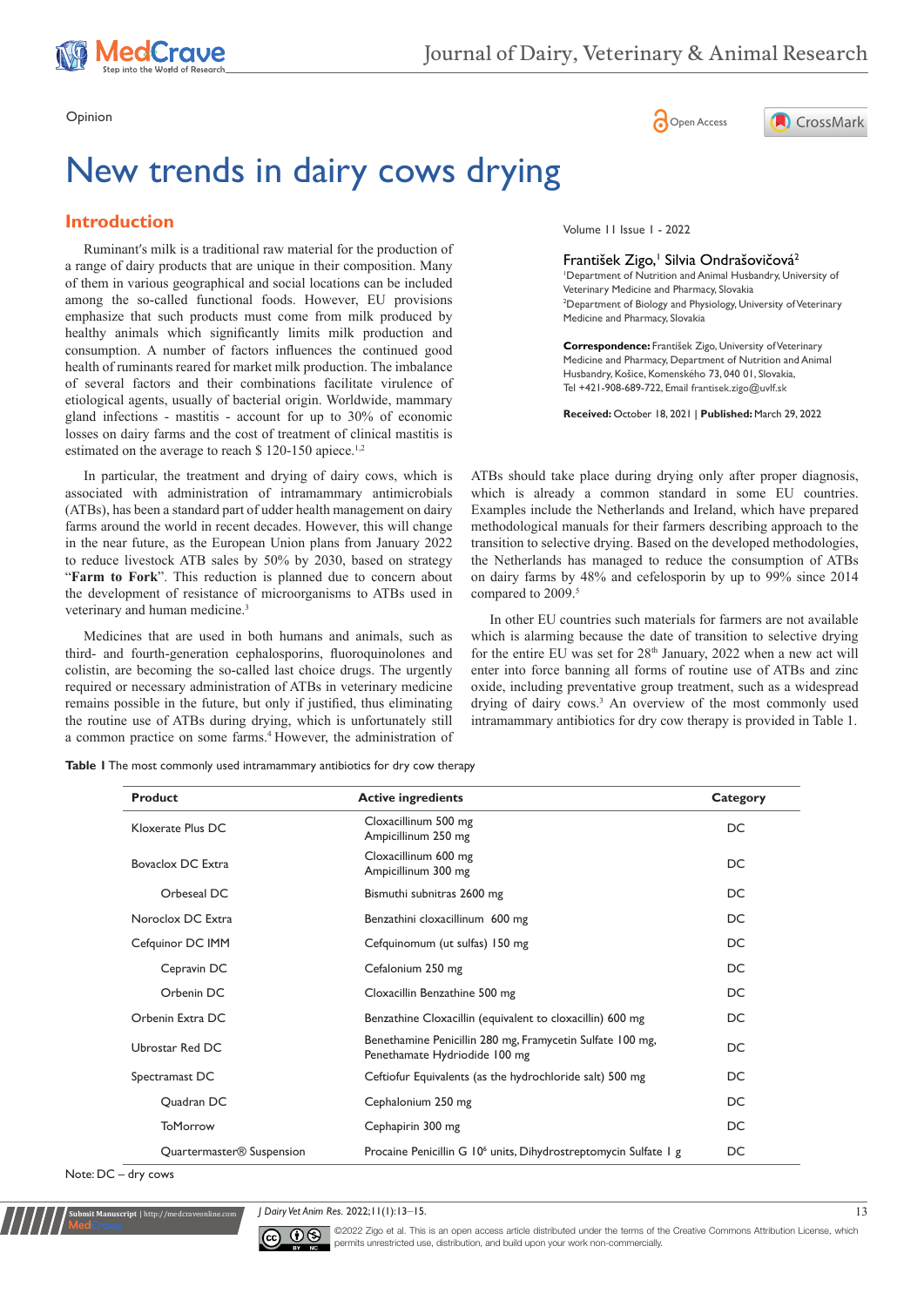Opinion

# New trends in dairy cows drying

Volume 11 Issue 1 - 2022

František Zigo,[1] Silvia Ondrašovičová[2]

[1]Department of Nutrition and Animal Husbandry, University of Veterinary Medicine and Pharmacy, Slovakia

[2]Department of Biology and Physiology, University of Veterinary Medicine and Pharmacy, Slovakia

**Correspondence:** František Zigo, University of Veterinary Medicine and Pharmacy, Department of Nutrition and Animal Husbandry, Košice, Komenského 73, 040 01, Slovakia, Tel +421-908-689-722, Email frantisek.zigo@uvlf.sk

**Received:** October 18, 2021 | **Published:** March 29, 2022

## Introduction

Ruminant's milk is a traditional raw material for the production of a range of dairy products that are unique in their composition. Many of them in various geographical and social locations can be included among the so-called functional foods. However, EU provisions emphasize that such products must come from milk produced by healthy animals which significantly limits milk production and consumption. A number of factors influences the continued good health of ruminants reared for market milk production. The imbalance of several factors and their combinations facilitate virulence of etiological agents, usually of bacterial origin. Worldwide, mammary gland infections - mastitis - account for up to 30% of economic losses on dairy farms and the cost of treatment of clinical mastitis is estimated on the average to reach $ 120-150 apiece.[1,2]

In particular, the treatment and drying of dairy cows, which is associated with administration intramammary antimicrobials (ATBs), has been a standard part of udder health management on dairy farms around the world in recent decades. However, this will change in the near future, as the European Union plans from January 2022 to reduce livestock ATB sales by 50% by 2030, based on strategy "**Farm to Fork**". This reduction is planned due to concern about the development of resistance of microorganisms to ATBs used in veterinary and human medicine.[3]

Medicines that are used in both humans and animals, such as third- and fourth-generation cephalosporins, fluoroquinolones and colistin, are becoming the so-called last choice drugs. The urgently required or necessary administration of ATBs in veterinary medicine remains possible in the future, but only if justified, thus eliminating the routine use of ATBs during drying, which is unfortunately still a common practice on some farms.[4] However, the administration of ATBs should take place during drying only after proper diagnosis, which is already a common standard in some EU countries. Examples include the Netherlands and Ireland, which have prepared methodological manuals for their farmers describing approach to the transition to selective drying. Based on the developed methodologies, the Netherlands has managed to reduce the consumption of ATBs on dairy farms by 48% and cefelosporin by up to 99% since 2014 compared to 2009.[5]

In other EU countries such materials for farmers are not available which is alarming because the date of transition to selective drying for the entire EU was set for 28th January, 2022 when a new act will enter into force banning all forms of routine use of ATBs and zinc oxide, including preventative group treatment, such as a widespread drying of dairy cows.[3] An overview of the most commonly used intramammary antibiotics for dry cow therapy is provided in Table 1.

**Table 1** The most commonly used intramammary antibiotics for dry cow therapy

| Product | Active ingredients | Category |
|---|---|---|
| Kloxerate Plus DC | Cloxacillinum 500 mg<br>Ampicillinum 250 mg | DC |
| Bovaclox DC Extra | Cloxacillinum 600 mg<br>Ampicillinum 300 mg | DC |
| Orbeseal DC | Bismuthi subnitras 2600 mg | DC |
| Noroclox DC Extra | Benzathini cloxacillinum 600 mg | DC |
| Cefquinor DC IMM | Cefquinomum (ut sulfas) 150 mg | DC |
| Cepravin DC | Cefalonium 250 mg | DC |
| Orbenin DC | Cloxacillin Benzathine 500 mg | DC |
| Orbenin Extra DC | Benzathine Cloxacillin (equivalent to cloxacillin) 600 mg | DC |
| Ubrostar Red DC | Benethamine Penicillin 280 mg, Framycetin Sulfate 100 mg, Penethamate Hydriodide 100 mg | DC |
| Spectramast DC | Ceftiofur Equivalents (as the hydrochloride salt) 500 mg | DC |
| Quadran DC | Cephalonium 250 mg | DC |
| ToMorrow | Cephapirin 300 mg | DC |
| Quartermaster® Suspension | Procaine Penicillin G $10^6$ units, Dihydrostreptomycin Sulfate 1 g | DC |

Note: DC – dry cows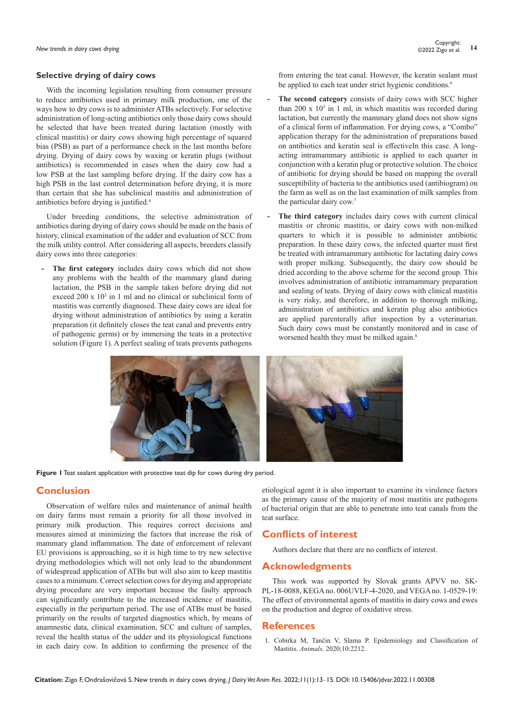## Selective drying of dairy cows

With the incoming legislation resulting from consumer pressure to reduce antibiotics used in primary milk production, one of the ways how to dry cows is to administer ATBs selectively. For selective administration of long-acting antibiotics only those dairy cows should be selected that have been treated during lactation (mostly with clinical mastitis) or dairy cows showing high percentage of squared bias (PSB) as part of a performance check in the last months before drying. Drying of dairy cows by waxing or keratin plugs (without antibiotics) is recommended in cases when the dairy cow had a low PSB at the last sampling before drying. If the dairy cow has a high PSB in the last control determination before drying, it is more than certain that she has subclinical mastitis and administration of antibiotics before drying is justified.[4]

Under breeding conditions, the selective administration of antibiotics during drying of dairy cows should be made on the basis of history, clinical examination of the udder and evaluation of SCC from the milk utility control. After considering all aspects, breeders classify dairy cows into three categories:

- **The first category** includes dairy cows which did not show any problems with the health of the mammary gland during lactation, the PSB in the sample taken before drying did not exceed 200 x $10^3$ in 1 ml and no clinical or subclinical form of mastitis was currently diagnosed. These dairy cows are ideal for drying without administration of antibiotics by using a keratin preparation (it definitely closes the teat canal and prevents entry of pathogenic germs) or by immersing the teats in a protective solution (Figure 1). A perfect sealing of teats prevents pathogens from entering the teat canal. However, the keratin sealant must be applied to each teat under strict hygienic conditions.[6]
- **The second category** consists of dairy cows with SCC higher than 200 x $10^3$ in 1 ml, in which mastitis was recorded during lactation, but currently the mammary gland does not show signs of a clinical form of inflammation. For drying cows, a "Combo" application therapy for the administration of preparations based on antibiotics and keratin seal is effectiveIn this case. A long-acting intramammary antibiotic is applied to each quarter in conjunction with a keratin plug or protective solution. The choice of antibiotic for drying should be based on mapping the overall susceptibility of bacteria to the antibiotics used (antibiogram) on the farm as well as on the last examination of milk samples from the particular dairy cow.[7]
- **The third category** includes dairy cows with current clinical mastitis or chronic mastitis, or dairy cows with non-milked quarters to which it is possible to administer antibiotic preparation. In these dairy cows, the infected quarter must first be treated with intramammary antibiotic for lactating dairy cows with proper milking. Subsequently, the dairy cow should be dried according to the above scheme for the second group. This involves administration of antibiotic intramammary preparation and sealing of teats. Drying of dairy cows with clinical mastitis is very risky, and therefore, in addition to thorough milking, administration of antibiotics and keratin plug also antibiotics are applied parenterally after inspection by a veterinarian. Such dairy cows must be constantly monitored and in case of worsened health they must be milked again.[8]

**Figure 1** Teat sealant application with protective teat dip for cows during dry period.

## Conclusion

Observation of welfare rules and maintenance of animal health on dairy farms must remain a priority for all those involved in primary milk production. This requires correct decisions and measures aimed at minimizing the factors that increase the risk of mammary gland inflammation. The date of enforcement of relevant EU provisions is approaching, so it is high time to try new selective drying methodologies which will not only lead to the abandonment of widespread application of ATBs but will also aim to keep mastitis cases to a minimum. Correct selection cows for drying and appropriate drying procedure are very important because the faulty approach can significantly contribute to the increased incidence of mastitis, especially in the peripartum period. The use of ATBs must be based primarily on the results of targeted diagnostics which, by means of anamnestic data, clinical examination, SCC and culture of samples, reveal the health status of the udder and its physiological functions in each dairy cow. In addition to confirming the presence of the etiological agent it is also important to examine its virulence factors as the primary cause of the majority of most mastitis are pathogens of bacterial origin that are able to penetrate into teat canals from the teat surface.

## Conflicts of interest

Authors declare that there are no conflicts of interest.

## Acknowledgments

This work was supported by Slovak grants APVV no. SK-PL-18-0088, KEGA no. 006UVLF-4-2020, and VEGA no. 1-0529-19: The effect of environmental agents of mastitis in dairy cows and ewes on the production and degree of oxidative stress.

## References

1. Cobirka M, Tančin V, Slama P. Epidemiology and Classification of Mastitis. *Animals*. 2020;10:2212.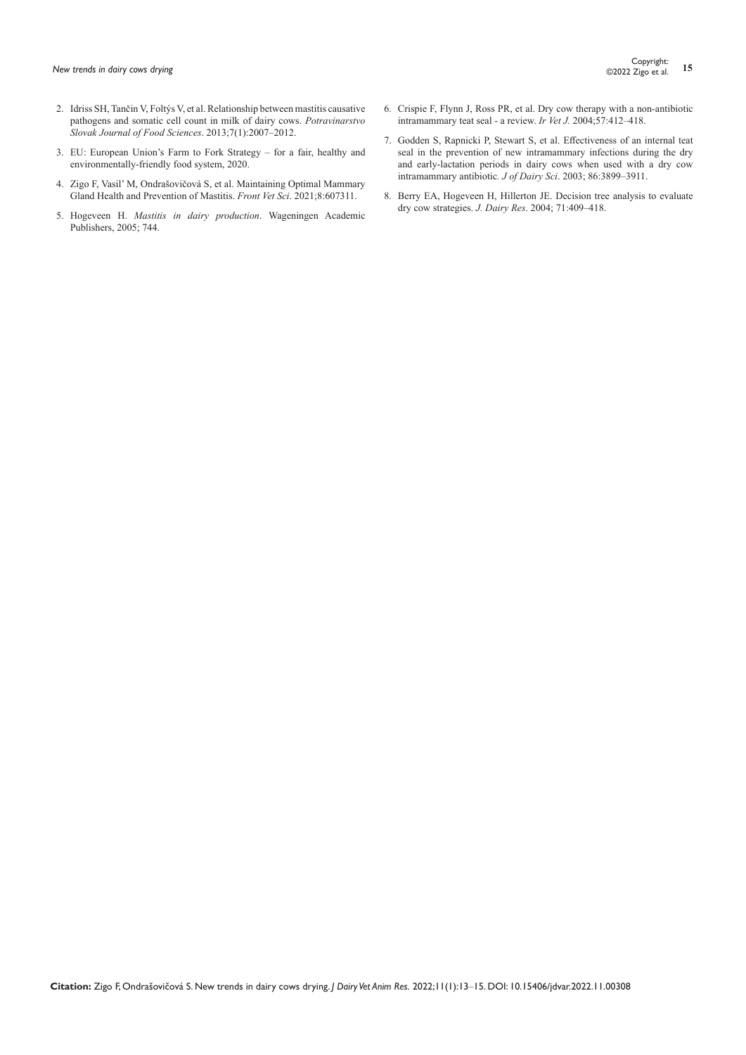2. Idriss SH, Tančin V, Foltýs V, et al. Relationship between mastitis causative pathogens and somatic cell count in milk of dairy cows. *Potravinarstvo Slovak Journal of Food Sciences*. 2013;7(1):2007–2012.
3. EU: European Union's Farm to Fork Strategy – for a fair, healthy and environmentally-friendly food system, 2020.
4. Zigo F, Vasil' M, Ondrašovičová S, et al. Maintaining Optimal Mammary Gland Health and Prevention of Mastitis. *Front Vet Sci*. 2021;8:607311.
5. Hogeveen H. *Mastitis in dairy production*. Wageningen Academic Publishers, 2005; 744.
6. Crispie F, Flynn J, Ross PR, et al. Dry cow therapy with a non-antibiotic intramammary teat seal - a review. *Ir Vet J.* 2004;57:412–418.
7. Godden S, Rapnicki P, Stewart S, et al. Effectiveness of an internal teat seal in the prevention of new intramammary infections during the dry and early-lactation periods in dairy cows when used with a dry cow intramammary antibiotic. *J of Dairy Sci*. 2003; 86:3899–3911.
8. Berry EA, Hogeveen H, Hillerton JE. Decision tree analysis to evaluate dry cow strategies. *J. Dairy Res*. 2004; 71:409–418.